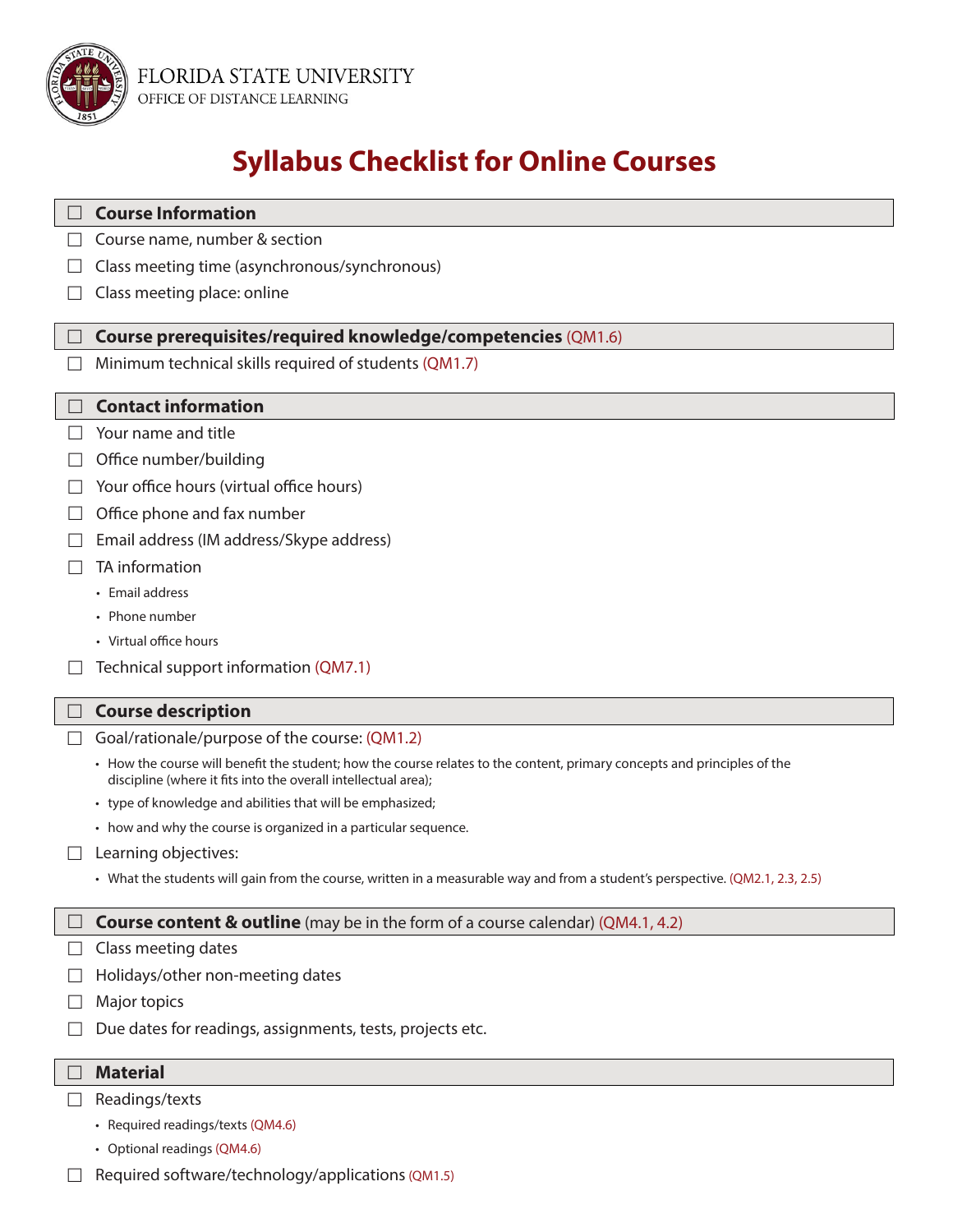FLORIDA STATE UNIVERSITY
OFFICE OF DISTANCE LEARNING

# Syllabus Checklist for Online Courses

## ☐ Course Information

- ☐ Course name, number & section
- ☐ Class meeting time (asynchronous/synchronous)
- ☐ Class meeting place: online

## ☐ Course prerequisites/required knowledge/competencies (QM1.6)

- ☐ Minimum technical skills required of students (QM1.7)

## ☐ Contact information

- ☐ Your name and title
- ☐ Office number/building
- ☐ Your office hours (virtual office hours)
- ☐ Office phone and fax number
- ☐ Email address (IM address/Skype address)
- ☐ TA information
  - Email address
  - Phone number
  - Virtual office hours
- ☐ Technical support information (QM7.1)

## ☐ Course description

- ☐ Goal/rationale/purpose of the course: (QM1.2)
  - How the course will benefit the student; how the course relates to the content, primary concepts and principles of the discipline (where it fits into the overall intellectual area);
  - type of knowledge and abilities that will be emphasized;
  - how and why the course is organized in a particular sequence.
- ☐ Learning objectives:
  - What the students will gain from the course, written in a measurable way and from a student's perspective. (QM2.1, 2.3, 2.5)

## ☐ Course content & outline (may be in the form of a course calendar) (QM4.1, 4.2)

- ☐ Class meeting dates
- ☐ Holidays/other non-meeting dates
- ☐ Major topics
- ☐ Due dates for readings, assignments, tests, projects etc.

## ☐ Material

- ☐ Readings/texts
  - Required readings/texts (QM4.6)
  - Optional readings (QM4.6)
- ☐ Required software/technology/applications (QM1.5)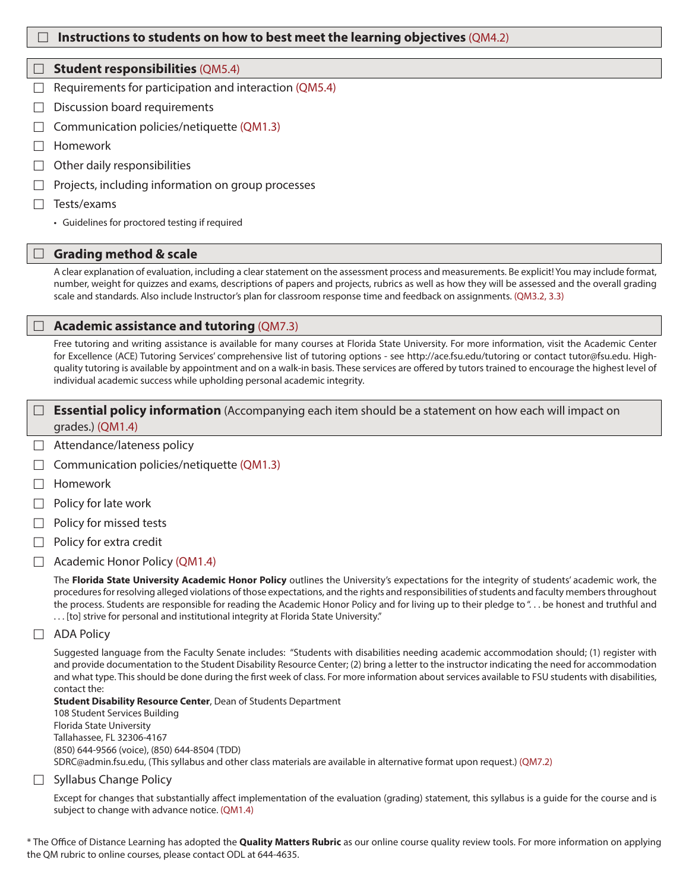- ☐ **Instructions to students on how to best meet the learning objectives** (QM4.2)

- ☐ **Student responsibilities** (QM5.4)
- ☐ Requirements for participation and interaction (QM5.4)
- ☐ Discussion board requirements
- ☐ Communication policies/netiquette (QM1.3)
- ☐ Homework
- ☐ Other daily responsibilities
- ☐ Projects, including information on group processes
- ☐ Tests/exams
  - Guidelines for proctored testing if required

- ☐ **Grading method & scale**

A clear explanation of evaluation, including a clear statement on the assessment process and measurements. Be explicit! You may include format, number, weight for quizzes and exams, descriptions of papers and projects, rubrics as well as how they will be assessed and the overall grading scale and standards. Also include Instructor's plan for classroom response time and feedback on assignments. (QM3.2, 3.3)

- ☐ **Academic assistance and tutoring** (QM7.3)

Free tutoring and writing assistance is available for many courses at Florida State University. For more information, visit the Academic Center for Excellence (ACE) Tutoring Services' comprehensive list of tutoring options - see http://ace.fsu.edu/tutoring or contact tutor@fsu.edu. High-quality tutoring is available by appointment and on a walk-in basis. These services are offered by tutors trained to encourage the highest level of individual academic success while upholding personal academic integrity.

- ☐ **Essential policy information** (Accompanying each item should be a statement on how each will impact on grades.) (QM1.4)
- ☐ Attendance/lateness policy
- ☐ Communication policies/netiquette (QM1.3)
- ☐ Homework
- ☐ Policy for late work
- ☐ Policy for missed tests
- ☐ Policy for extra credit
- ☐ Academic Honor Policy (QM1.4)

The **Florida State University Academic Honor Policy** outlines the University's expectations for the integrity of students' academic work, the procedures for resolving alleged violations of those expectations, and the rights and responsibilities of students and faculty members throughout the process. Students are responsible for reading the Academic Honor Policy and for living up to their pledge to ". . . be honest and truthful and . . . [to] strive for personal and institutional integrity at Florida State University."

- ☐ ADA Policy

Suggested language from the Faculty Senate includes: "Students with disabilities needing academic accommodation should; (1) register with and provide documentation to the Student Disability Resource Center; (2) bring a letter to the instructor indicating the need for accommodation and what type. This should be done during the first week of class. For more information about services available to FSU students with disabilities, contact the:

**Student Disability Resource Center**, Dean of Students Department  
108 Student Services Building  
Florida State University  
Tallahassee, FL 32306-4167  
(850) 644-9566 (voice), (850) 644-8504 (TDD)  
SDRC@admin.fsu.edu, (This syllabus and other class materials are available in alternative format upon request.) (QM7.2)

- ☐ Syllabus Change Policy

Except for changes that substantially affect implementation of the evaluation (grading) statement, this syllabus is a guide for the course and is subject to change with advance notice. (QM1.4)

* The Office of Distance Learning has adopted the **Quality Matters Rubric** as our online course quality review tools. For more information on applying the QM rubric to online courses, please contact ODL at 644-4635.